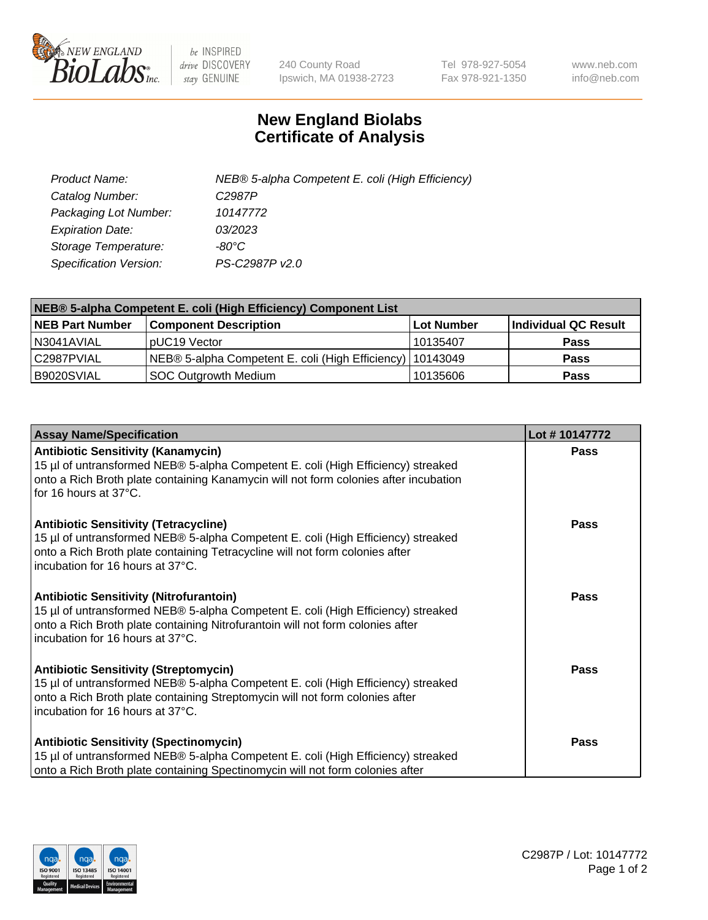240 County Road
Ipswich, MA 01938-2723

Tel 978-927-5054
Fax 978-921-1350

www.neb.com
info@neb.com

# New England Biolabs
# Certificate of Analysis

| | |
|---|---|
| *Product Name:* | *NEB® 5-alpha Competent E. coli (High Efficiency)* |
| *Catalog Number:* | *C2987P* |
| *Packaging Lot Number:* | *10147772* |
| *Expiration Date:* | *03/2023* |
| *Storage Temperature:* | *-80°C* |
| *Specification Version:* | *PS-C2987P v2.0* |

| **NEB® 5-alpha Competent E. coli (High Efficiency) Component List** | | | |
|---|---|---|---|
| **NEB Part Number** | **Component Description** | **Lot Number** | **Individual QC Result** |
| N3041AVIAL | pUC19 Vector | 10135407 | **Pass** |
| C2987PVIAL | NEB® 5-alpha Competent E. coli (High Efficiency) | 10143049 | **Pass** |
| B9020SVIAL | SOC Outgrowth Medium | 10135606 | **Pass** |

| **Assay Name/Specification** | **Lot # 10147772** |
|---|---|
| **Antibiotic Sensitivity (Kanamycin)** 15 µl of untransformed NEB® 5-alpha Competent E. coli (High Efficiency) streaked onto a Rich Broth plate containing Kanamycin will not form colonies after incubation for 16 hours at 37°C. | **Pass** |
| **Antibiotic Sensitivity (Tetracycline)** 15 µl of untransformed NEB® 5-alpha Competent E. coli (High Efficiency) streaked onto a Rich Broth plate containing Tetracycline will not form colonies after incubation for 16 hours at 37°C. | **Pass** |
| **Antibiotic Sensitivity (Nitrofurantoin)** 15 µl of untransformed NEB® 5-alpha Competent E. coli (High Efficiency) streaked onto a Rich Broth plate containing Nitrofurantoin will not form colonies after incubation for 16 hours at 37°C. | **Pass** |
| **Antibiotic Sensitivity (Streptomycin)** 15 µl of untransformed NEB® 5-alpha Competent E. coli (High Efficiency) streaked onto a Rich Broth plate containing Streptomycin will not form colonies after incubation for 16 hours at 37°C. | **Pass** |
| **Antibiotic Sensitivity (Spectinomycin)** 15 µl of untransformed NEB® 5-alpha Competent E. coli (High Efficiency) streaked onto a Rich Broth plate containing Spectinomycin will not form colonies after | **Pass** |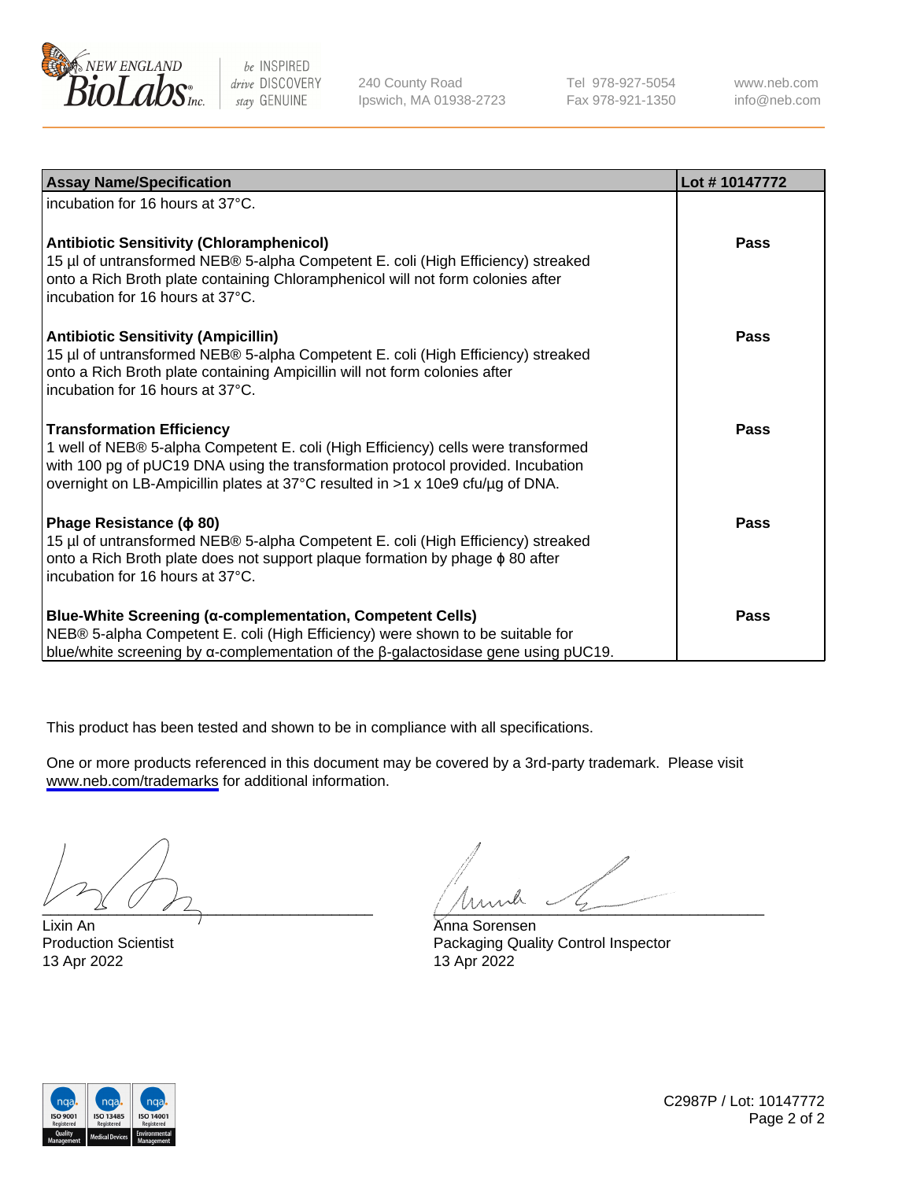| Assay Name/Specification | Lot # 10147772 |
|---|---|
| incubation for 16 hours at 37°C. | |
| **Antibiotic Sensitivity (Chloramphenicol)**<br>15 µl of untransformed NEB® 5-alpha Competent E. coli (High Efficiency) streaked onto a Rich Broth plate containing Chloramphenicol will not form colonies after incubation for 16 hours at 37°C. | **Pass** |
| **Antibiotic Sensitivity (Ampicillin)**<br>15 µl of untransformed NEB® 5-alpha Competent E. coli (High Efficiency) streaked onto a Rich Broth plate containing Ampicillin will not form colonies after incubation for 16 hours at 37°C. | **Pass** |
| **Transformation Efficiency**<br>1 well of NEB® 5-alpha Competent E. coli (High Efficiency) cells were transformed with 100 pg of pUC19 DNA using the transformation protocol provided. Incubation overnight on LB-Ampicillin plates at 37°C resulted in >1 x 10e9 cfu/µg of DNA. | **Pass** |
| **Phage Resistance (ϕ 80)**<br>15 µl of untransformed NEB® 5-alpha Competent E. coli (High Efficiency) streaked onto a Rich Broth plate does not support plaque formation by phage ϕ 80 after incubation for 16 hours at 37°C. | **Pass** |
| **Blue-White Screening (α-complementation, Competent Cells)**<br>NEB® 5-alpha Competent E. coli (High Efficiency) were shown to be suitable for blue/white screening by α-complementation of the β-galactosidase gene using pUC19. | **Pass** |

This product has been tested and shown to be in compliance with all specifications.

One or more products referenced in this document may be covered by a 3rd-party trademark. Please visit www.neb.com/trademarks for additional information.

Lixin An
Production Scientist
13 Apr 2022

Anna Sorensen
Packaging Quality Control Inspector
13 Apr 2022

C2987P / Lot: 10147772